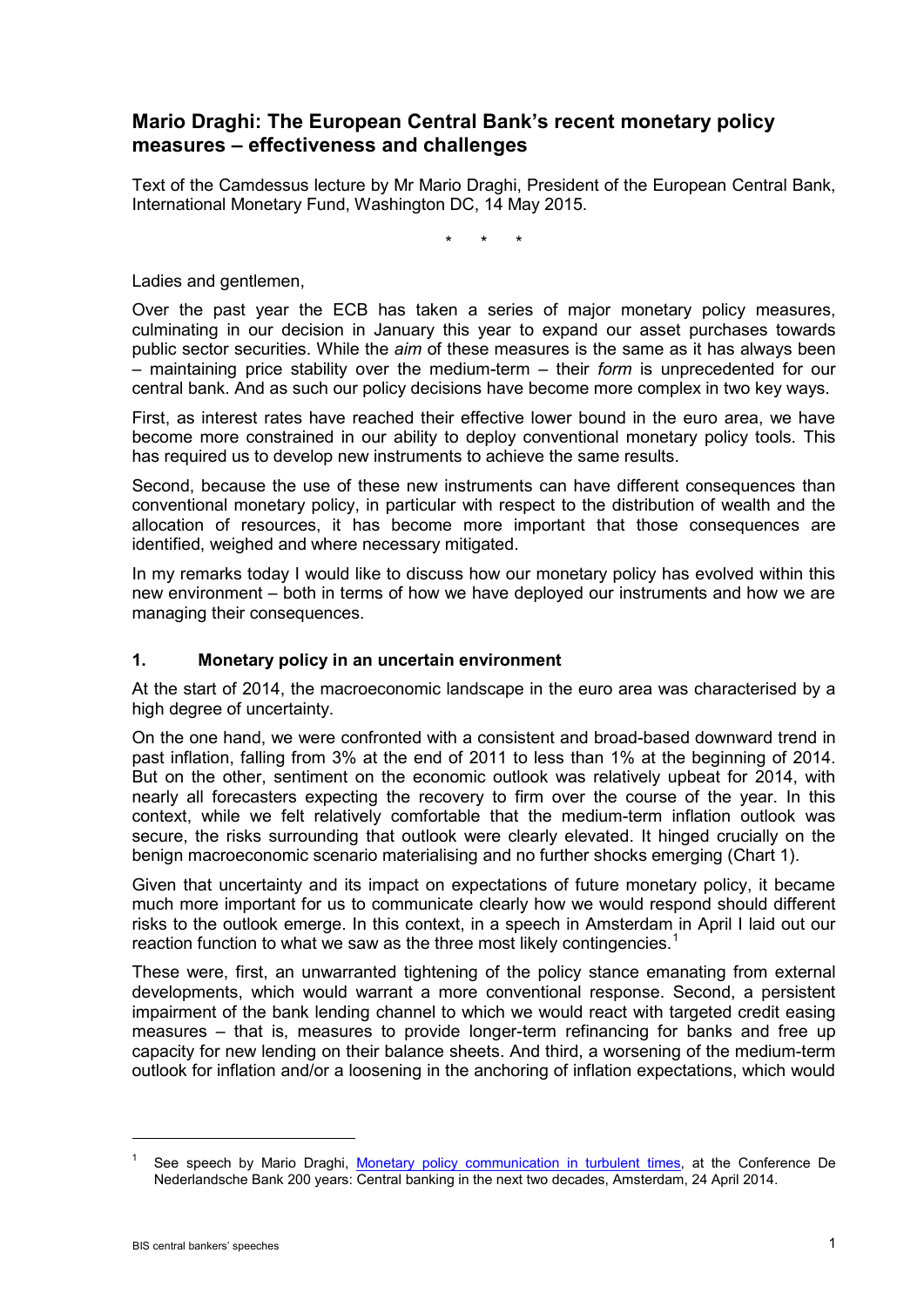# Mario Draghi: The European Central Bank's recent monetary policy measures – effectiveness and challenges

Text of the Camdessus lecture by Mr Mario Draghi, President of the European Central Bank, International Monetary Fund, Washington DC, 14 May 2015.

\* \* \*

Ladies and gentlemen,

Over the past year the ECB has taken a series of major monetary policy measures, culminating in our decision in January this year to expand our asset purchases towards public sector securities. While the *aim* of these measures is the same as it has always been – maintaining price stability over the medium-term – their *form* is unprecedented for our central bank. And as such our policy decisions have become more complex in two key ways.

First, as interest rates have reached their effective lower bound in the euro area, we have become more constrained in our ability to deploy conventional monetary policy tools. This has required us to develop new instruments to achieve the same results.

Second, because the use of these new instruments can have different consequences than conventional monetary policy, in particular with respect to the distribution of wealth and the allocation of resources, it has become more important that those consequences are identified, weighed and where necessary mitigated.

In my remarks today I would like to discuss how our monetary policy has evolved within this new environment – both in terms of how we have deployed our instruments and how we are managing their consequences.

## 1. Monetary policy in an uncertain environment

At the start of 2014, the macroeconomic landscape in the euro area was characterised by a high degree of uncertainty.

On the one hand, we were confronted with a consistent and broad-based downward trend in past inflation, falling from 3% at the end of 2011 to less than 1% at the beginning of 2014. But on the other, sentiment on the economic outlook was relatively upbeat for 2014, with nearly all forecasters expecting the recovery to firm over the course of the year. In this context, while we felt relatively comfortable that the medium-term inflation outlook was secure, the risks surrounding that outlook were clearly elevated. It hinged crucially on the benign macroeconomic scenario materialising and no further shocks emerging (Chart 1).

Given that uncertainty and its impact on expectations of future monetary policy, it became much more important for us to communicate clearly how we would respond should different risks to the outlook emerge. In this context, in a speech in Amsterdam in April I laid out our reaction function to what we saw as the three most likely contingencies.[1]

These were, first, an unwarranted tightening of the policy stance emanating from external developments, which would warrant a more conventional response. Second, a persistent impairment of the bank lending channel to which we would react with targeted credit easing measures – that is, measures to provide longer-term refinancing for banks and free up capacity for new lending on their balance sheets. And third, a worsening of the medium-term outlook for inflation and/or a loosening in the anchoring of inflation expectations, which would

---

[1] See speech by Mario Draghi, Monetary policy communication in turbulent times, at the Conference De Nederlandsche Bank 200 years: Central banking in the next two decades, Amsterdam, 24 April 2014.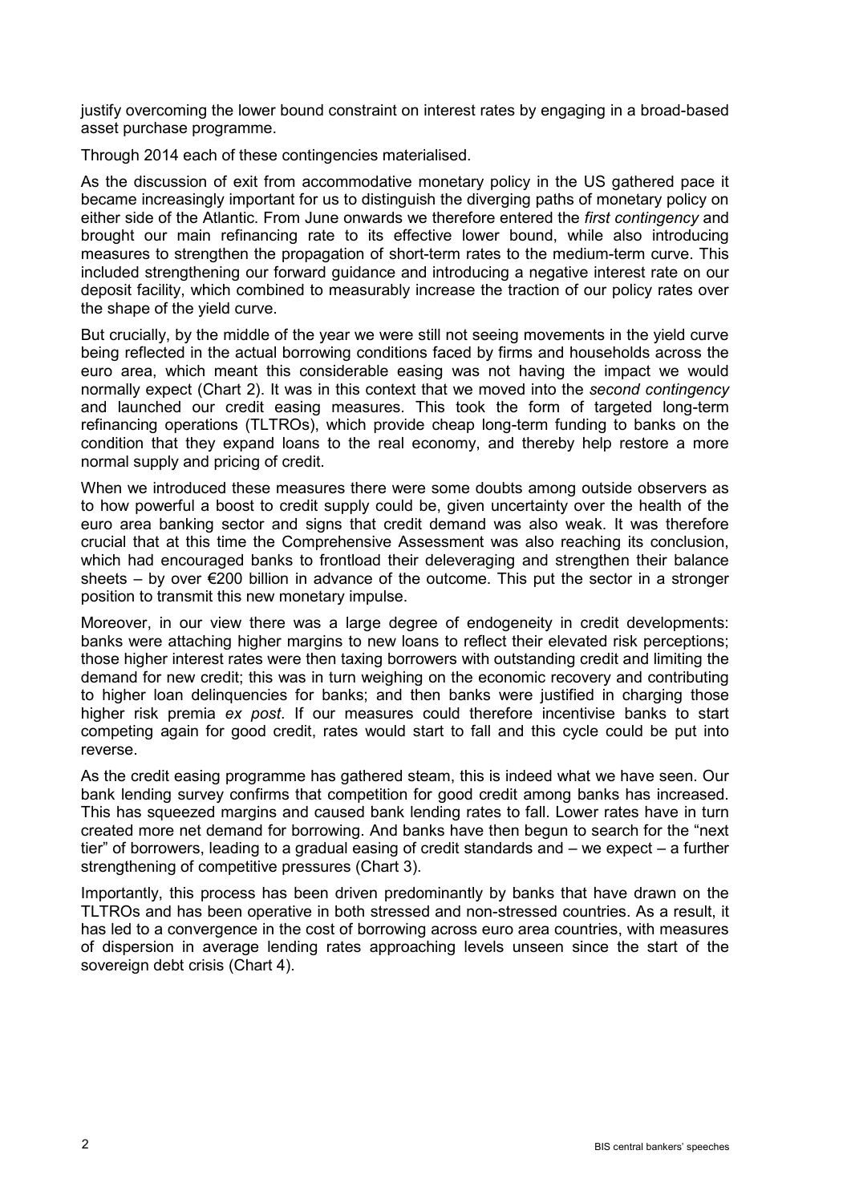justify overcoming the lower bound constraint on interest rates by engaging in a broad-based asset purchase programme.

Through 2014 each of these contingencies materialised.

As the discussion of exit from accommodative monetary policy in the US gathered pace it became increasingly important for us to distinguish the diverging paths of monetary policy on either side of the Atlantic. From June onwards we therefore entered the *first contingency* and brought our main refinancing rate to its effective lower bound, while also introducing measures to strengthen the propagation of short-term rates to the medium-term curve. This included strengthening our forward guidance and introducing a negative interest rate on our deposit facility, which combined to measurably increase the traction of our policy rates over the shape of the yield curve.

But crucially, by the middle of the year we were still not seeing movements in the yield curve being reflected in the actual borrowing conditions faced by firms and households across the euro area, which meant this considerable easing was not having the impact we would normally expect (Chart 2). It was in this context that we moved into the *second contingency* and launched our credit easing measures. This took the form of targeted long-term refinancing operations (TLTROs), which provide cheap long-term funding to banks on the condition that they expand loans to the real economy, and thereby help restore a more normal supply and pricing of credit.

When we introduced these measures there were some doubts among outside observers as to how powerful a boost to credit supply could be, given uncertainty over the health of the euro area banking sector and signs that credit demand was also weak. It was therefore crucial that at this time the Comprehensive Assessment was also reaching its conclusion, which had encouraged banks to frontload their deleveraging and strengthen their balance sheets – by over €200 billion in advance of the outcome. This put the sector in a stronger position to transmit this new monetary impulse.

Moreover, in our view there was a large degree of endogeneity in credit developments: banks were attaching higher margins to new loans to reflect their elevated risk perceptions; those higher interest rates were then taxing borrowers with outstanding credit and limiting the demand for new credit; this was in turn weighing on the economic recovery and contributing to higher loan delinquencies for banks; and then banks were justified in charging those higher risk premia *ex post*. If our measures could therefore incentivise banks to start competing again for good credit, rates would start to fall and this cycle could be put into reverse.

As the credit easing programme has gathered steam, this is indeed what we have seen. Our bank lending survey confirms that competition for good credit among banks has increased. This has squeezed margins and caused bank lending rates to fall. Lower rates have in turn created more net demand for borrowing. And banks have then begun to search for the "next tier" of borrowers, leading to a gradual easing of credit standards and – we expect – a further strengthening of competitive pressures (Chart 3).

Importantly, this process has been driven predominantly by banks that have drawn on the TLTROs and has been operative in both stressed and non-stressed countries. As a result, it has led to a convergence in the cost of borrowing across euro area countries, with measures of dispersion in average lending rates approaching levels unseen since the start of the sovereign debt crisis (Chart 4).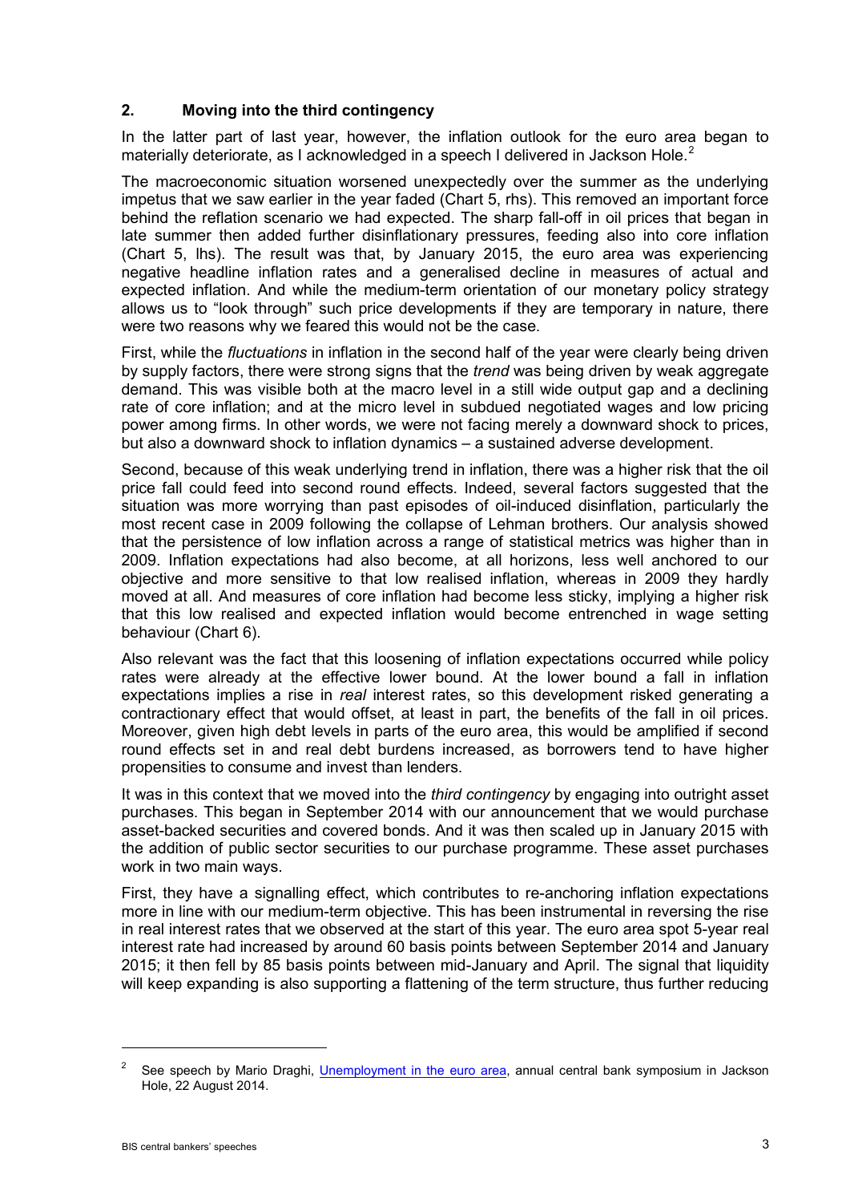## 2. Moving into the third contingency

In the latter part of last year, however, the inflation outlook for the euro area began to materially deteriorate, as I acknowledged in a speech I delivered in Jackson Hole.[2]

The macroeconomic situation worsened unexpectedly over the summer as the underlying impetus that we saw earlier in the year faded (Chart 5, rhs). This removed an important force behind the reflation scenario we had expected. The sharp fall-off in oil prices that began in late summer then added further disinflationary pressures, feeding also into core inflation (Chart 5, lhs). The result was that, by January 2015, the euro area was experiencing negative headline inflation rates and a generalised decline in measures of actual and expected inflation. And while the medium-term orientation of our monetary policy strategy allows us to "look through" such price developments if they are temporary in nature, there were two reasons why we feared this would not be the case.

First, while the *fluctuations* in inflation in the second half of the year were clearly being driven by supply factors, there were strong signs that the *trend* was being driven by weak aggregate demand. This was visible both at the macro level in a still wide output gap and a declining rate of core inflation; and at the micro level in subdued negotiated wages and low pricing power among firms. In other words, we were not facing merely a downward shock to prices, but also a downward shock to inflation dynamics – a sustained adverse development.

Second, because of this weak underlying trend in inflation, there was a higher risk that the oil price fall could feed into second round effects. Indeed, several factors suggested that the situation was more worrying than past episodes of oil-induced disinflation, particularly the most recent case in 2009 following the collapse of Lehman brothers. Our analysis showed that the persistence of low inflation across a range of statistical metrics was higher than in 2009. Inflation expectations had also become, at all horizons, less well anchored to our objective and more sensitive to that low realised inflation, whereas in 2009 they hardly moved at all. And measures of core inflation had become less sticky, implying a higher risk that this low realised and expected inflation would become entrenched in wage setting behaviour (Chart 6).

Also relevant was the fact that this loosening of inflation expectations occurred while policy rates were already at the effective lower bound. At the lower bound a fall in inflation expectations implies a rise in *real* interest rates, so this development risked generating a contractionary effect that would offset, at least in part, the benefits of the fall in oil prices. Moreover, given high debt levels in parts of the euro area, this would be amplified if second round effects set in and real debt burdens increased, as borrowers tend to have higher propensities to consume and invest than lenders.

It was in this context that we moved into the *third contingency* by engaging into outright asset purchases. This began in September 2014 with our announcement that we would purchase asset-backed securities and covered bonds. And it was then scaled up in January 2015 with the addition of public sector securities to our purchase programme. These asset purchases work in two main ways.

First, they have a signalling effect, which contributes to re-anchoring inflation expectations more in line with our medium-term objective. This has been instrumental in reversing the rise in real interest rates that we observed at the start of this year. The euro area spot 5-year real interest rate had increased by around 60 basis points between September 2014 and January 2015; it then fell by 85 basis points between mid-January and April. The signal that liquidity will keep expanding is also supporting a flattening of the term structure, thus further reducing

---

[2] See speech by Mario Draghi, Unemployment in the euro area, annual central bank symposium in Jackson Hole, 22 August 2014.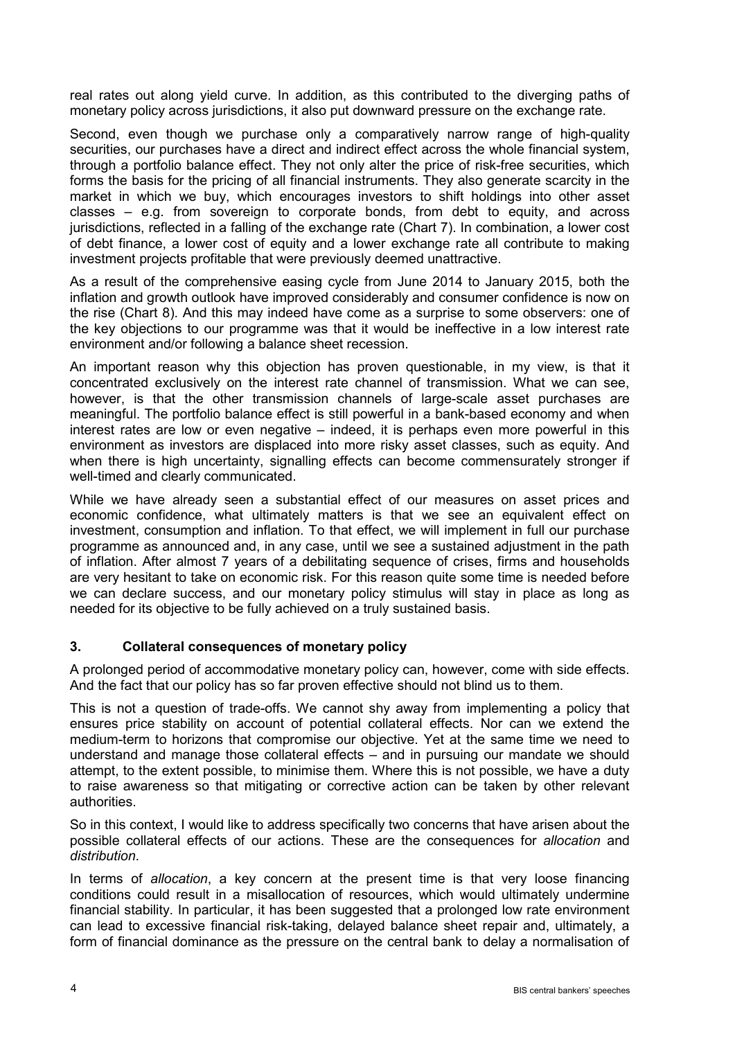real rates out along yield curve. In addition, as this contributed to the diverging paths of monetary policy across jurisdictions, it also put downward pressure on the exchange rate.

Second, even though we purchase only a comparatively narrow range of high-quality securities, our purchases have a direct and indirect effect across the whole financial system, through a portfolio balance effect. They not only alter the price of risk-free securities, which forms the basis for the pricing of all financial instruments. They also generate scarcity in the market in which we buy, which encourages investors to shift holdings into other asset classes – e.g. from sovereign to corporate bonds, from debt to equity, and across jurisdictions, reflected in a falling of the exchange rate (Chart 7). In combination, a lower cost of debt finance, a lower cost of equity and a lower exchange rate all contribute to making investment projects profitable that were previously deemed unattractive.

As a result of the comprehensive easing cycle from June 2014 to January 2015, both the inflation and growth outlook have improved considerably and consumer confidence is now on the rise (Chart 8). And this may indeed have come as a surprise to some observers: one of the key objections to our programme was that it would be ineffective in a low interest rate environment and/or following a balance sheet recession.

An important reason why this objection has proven questionable, in my view, is that it concentrated exclusively on the interest rate channel of transmission. What we can see, however, is that the other transmission channels of large-scale asset purchases are meaningful. The portfolio balance effect is still powerful in a bank-based economy and when interest rates are low or even negative – indeed, it is perhaps even more powerful in this environment as investors are displaced into more risky asset classes, such as equity. And when there is high uncertainty, signalling effects can become commensurately stronger if well-timed and clearly communicated.

While we have already seen a substantial effect of our measures on asset prices and economic confidence, what ultimately matters is that we see an equivalent effect on investment, consumption and inflation. To that effect, we will implement in full our purchase programme as announced and, in any case, until we see a sustained adjustment in the path of inflation. After almost 7 years of a debilitating sequence of crises, firms and households are very hesitant to take on economic risk. For this reason quite some time is needed before we can declare success, and our monetary policy stimulus will stay in place as long as needed for its objective to be fully achieved on a truly sustained basis.

## 3. Collateral consequences of monetary policy

A prolonged period of accommodative monetary policy can, however, come with side effects. And the fact that our policy has so far proven effective should not blind us to them.

This is not a question of trade-offs. We cannot shy away from implementing a policy that ensures price stability on account of potential collateral effects. Nor can we extend the medium-term to horizons that compromise our objective. Yet at the same time we need to understand and manage those collateral effects – and in pursuing our mandate we should attempt, to the extent possible, to minimise them. Where this is not possible, we have a duty to raise awareness so that mitigating or corrective action can be taken by other relevant authorities.

So in this context, I would like to address specifically two concerns that have arisen about the possible collateral effects of our actions. These are the consequences for *allocation* and *distribution*.

In terms of *allocation*, a key concern at the present time is that very loose financing conditions could result in a misallocation of resources, which would ultimately undermine financial stability. In particular, it has been suggested that a prolonged low rate environment can lead to excessive financial risk-taking, delayed balance sheet repair and, ultimately, a form of financial dominance as the pressure on the central bank to delay a normalisation of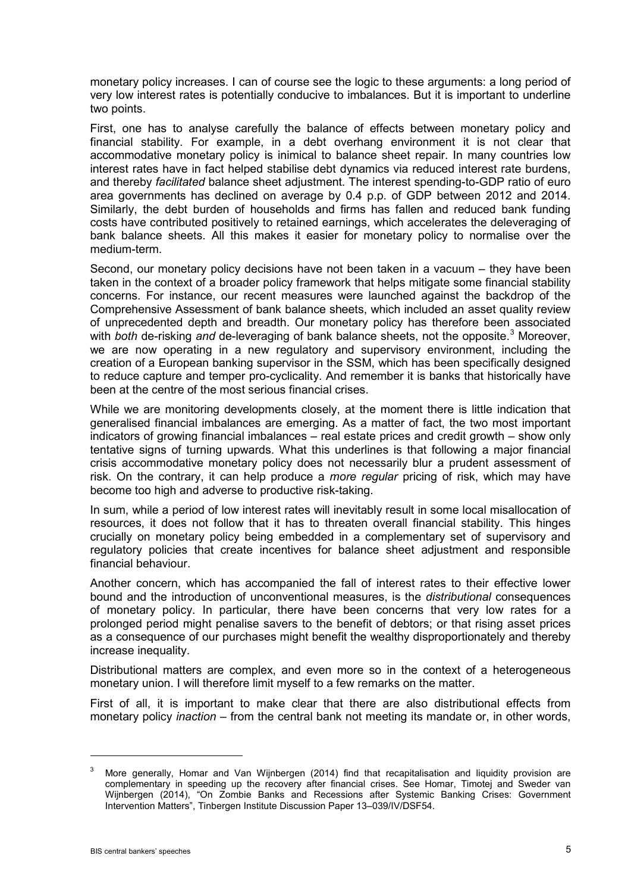monetary policy increases. I can of course see the logic to these arguments: a long period of very low interest rates is potentially conducive to imbalances. But it is important to underline two points.

First, one has to analyse carefully the balance of effects between monetary policy and financial stability. For example, in a debt overhang environment it is not clear that accommodative monetary policy is inimical to balance sheet repair. In many countries low interest rates have in fact helped stabilise debt dynamics via reduced interest rate burdens, and thereby *facilitated* balance sheet adjustment. The interest spending-to-GDP ratio of euro area governments has declined on average by 0.4 p.p. of GDP between 2012 and 2014. Similarly, the debt burden of households and firms has fallen and reduced bank funding costs have contributed positively to retained earnings, which accelerates the deleveraging of bank balance sheets. All this makes it easier for monetary policy to normalise over the medium-term.

Second, our monetary policy decisions have not been taken in a vacuum – they have been taken in the context of a broader policy framework that helps mitigate some financial stability concerns. For instance, our recent measures were launched against the backdrop of the Comprehensive Assessment of bank balance sheets, which included an asset quality review of unprecedented depth and breadth. Our monetary policy has therefore been associated with *both* de-risking *and* de-leveraging of bank balance sheets, not the opposite.[3] Moreover, we are now operating in a new regulatory and supervisory environment, including the creation of a European banking supervisor in the SSM, which has been specifically designed to reduce capture and temper pro-cyclicality. And remember it is banks that historically have been at the centre of the most serious financial crises.

While we are monitoring developments closely, at the moment there is little indication that generalised financial imbalances are emerging. As a matter of fact, the two most important indicators of growing financial imbalances – real estate prices and credit growth – show only tentative signs of turning upwards. What this underlines is that following a major financial crisis accommodative monetary policy does not necessarily blur a prudent assessment of risk. On the contrary, it can help produce a *more regular* pricing of risk, which may have become too high and adverse to productive risk-taking.

In sum, while a period of low interest rates will inevitably result in some local misallocation of resources, it does not follow that it has to threaten overall financial stability. This hinges crucially on monetary policy being embedded in a complementary set of supervisory and regulatory policies that create incentives for balance sheet adjustment and responsible financial behaviour.

Another concern, which has accompanied the fall of interest rates to their effective lower bound and the introduction of unconventional measures, is the *distributional* consequences of monetary policy. In particular, there have been concerns that very low rates for a prolonged period might penalise savers to the benefit of debtors; or that rising asset prices as a consequence of our purchases might benefit the wealthy disproportionately and thereby increase inequality.

Distributional matters are complex, and even more so in the context of a heterogeneous monetary union. I will therefore limit myself to a few remarks on the matter.

First of all, it is important to make clear that there are also distributional effects from monetary policy *inaction* – from the central bank not meeting its mandate or, in other words,

---

[3] More generally, Homar and Van Wijnbergen (2014) find that recapitalisation and liquidity provision are complementary in speeding up the recovery after financial crises. See Homar, Timotej and Sweder van Wijnbergen (2014), "On Zombie Banks and Recessions after Systemic Banking Crises: Government Intervention Matters", Tinbergen Institute Discussion Paper 13–039/IV/DSF54.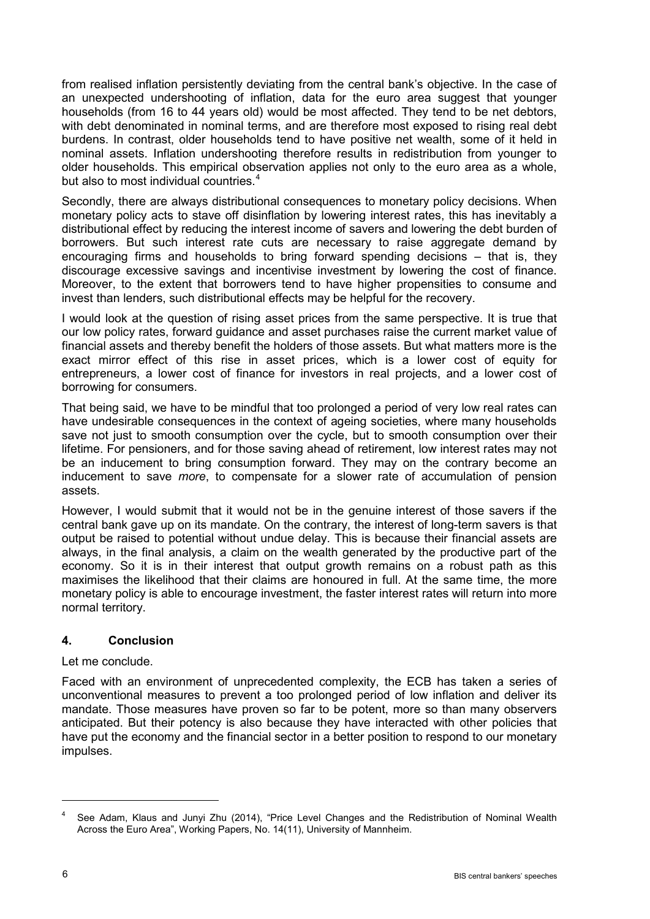from realised inflation persistently deviating from the central bank's objective. In the case of an unexpected undershooting of inflation, data for the euro area suggest that younger households (from 16 to 44 years old) would be most affected. They tend to be net debtors, with debt denominated in nominal terms, and are therefore most exposed to rising real debt burdens. In contrast, older households tend to have positive net wealth, some of it held in nominal assets. Inflation undershooting therefore results in redistribution from younger to older households. This empirical observation applies not only to the euro area as a whole, but also to most individual countries.[4]

Secondly, there are always distributional consequences to monetary policy decisions. When monetary policy acts to stave off disinflation by lowering interest rates, this has inevitably a distributional effect by reducing the interest income of savers and lowering the debt burden of borrowers. But such interest rate cuts are necessary to raise aggregate demand by encouraging firms and households to bring forward spending decisions – that is, they discourage excessive savings and incentivise investment by lowering the cost of finance. Moreover, to the extent that borrowers tend to have higher propensities to consume and invest than lenders, such distributional effects may be helpful for the recovery.

I would look at the question of rising asset prices from the same perspective. It is true that our low policy rates, forward guidance and asset purchases raise the current market value of financial assets and thereby benefit the holders of those assets. But what matters more is the exact mirror effect of this rise in asset prices, which is a lower cost of equity for entrepreneurs, a lower cost of finance for investors in real projects, and a lower cost of borrowing for consumers.

That being said, we have to be mindful that too prolonged a period of very low real rates can have undesirable consequences in the context of ageing societies, where many households save not just to smooth consumption over the cycle, but to smooth consumption over their lifetime. For pensioners, and for those saving ahead of retirement, low interest rates may not be an inducement to bring consumption forward. They may on the contrary become an inducement to save *more*, to compensate for a slower rate of accumulation of pension assets.

However, I would submit that it would not be in the genuine interest of those savers if the central bank gave up on its mandate. On the contrary, the interest of long-term savers is that output be raised to potential without undue delay. This is because their financial assets are always, in the final analysis, a claim on the wealth generated by the productive part of the economy. So it is in their interest that output growth remains on a robust path as this maximises the likelihood that their claims are honoured in full. At the same time, the more monetary policy is able to encourage investment, the faster interest rates will return into more normal territory.

## 4. Conclusion

Let me conclude.

Faced with an environment of unprecedented complexity, the ECB has taken a series of unconventional measures to prevent a too prolonged period of low inflation and deliver its mandate. Those measures have proven so far to be potent, more so than many observers anticipated. But their potency is also because they have interacted with other policies that have put the economy and the financial sector in a better position to respond to our monetary impulses.

---

[4] See Adam, Klaus and Junyi Zhu (2014), "Price Level Changes and the Redistribution of Nominal Wealth Across the Euro Area", Working Papers, No. 14(11), University of Mannheim.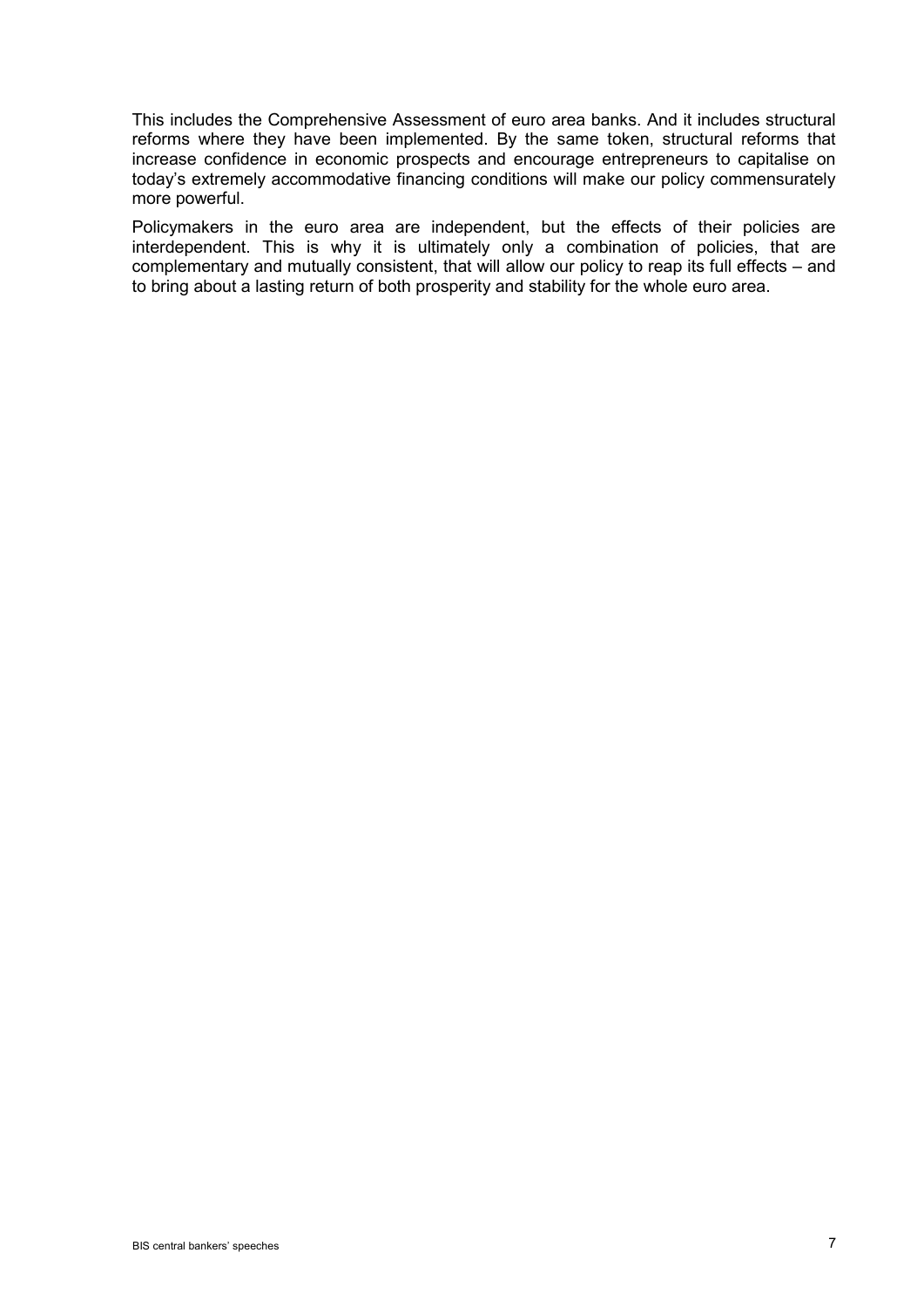This includes the Comprehensive Assessment of euro area banks. And it includes structural reforms where they have been implemented. By the same token, structural reforms that increase confidence in economic prospects and encourage entrepreneurs to capitalise on today's extremely accommodative financing conditions will make our policy commensurately more powerful.

Policymakers in the euro area are independent, but the effects of their policies are interdependent. This is why it is ultimately only a combination of policies, that are complementary and mutually consistent, that will allow our policy to reap its full effects – and to bring about a lasting return of both prosperity and stability for the whole euro area.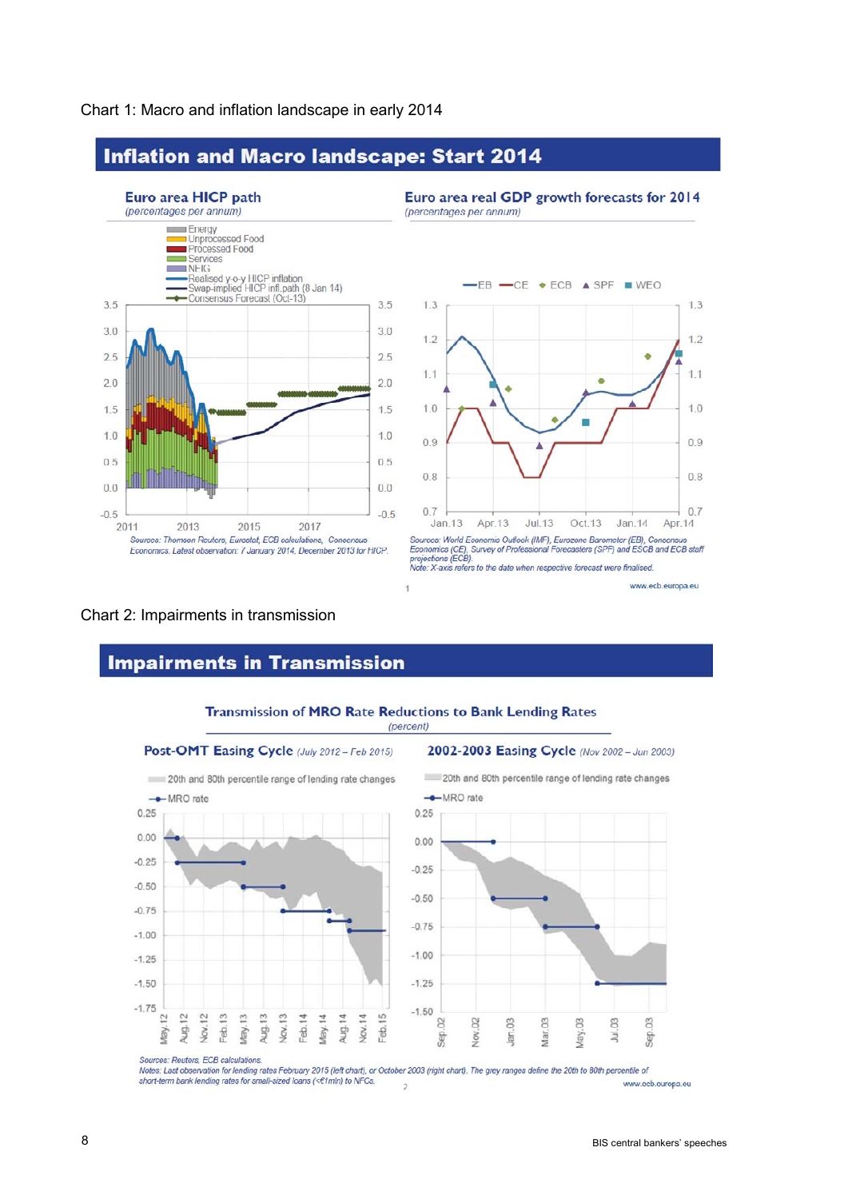Chart 1: Macro and inflation landscape in early 2014

## Inflation and Macro landscape: Start 2014

**Euro area HICP path**
*(percentages per annum)*

Energy
Unprocessed Food
Processed Food
Services
NEIG
Realised y-o-y HICP inflation
Swap-implied HICP infl.path (8 Jan 14)
Consensus Forecast (Oct-13)

*Sources: Thomson Reuters, Eurostat, ECB calculations, Consensus Economics. Latest observation: 7 January 2014, December 2013 for HICP.*

**Euro area real GDP growth forecasts for 2014**
*(percentages per annum)*

EB, CE, ECB, SPF, WEO

*Sources: World Economic Outlook (IMF), Eurozone Barometer (EB), Consensus Economics (CE), Survey of Professional Forecasters (SPF) and ESCB and ECB staff projections (ECB).*
*Note: X-axis refers to the date when respective forecast were finalised.*

Chart 2: Impairments in transmission

## Impairments in Transmission

**Transmission of MRO Rate Reductions to Bank Lending Rates**
*(percent)*

**Post-OMT Easing Cycle** *(July 2012 – Feb 2015)*

20th and 80th percentile range of lending rate changes
MRO rate

**2002-2003 Easing Cycle** *(Nov 2002 – Jun 2003)*

20th and 80th percentile range of lending rate changes
MRO rate

*Sources: Reuters, ECB calculations.*
*Notes: Last observation for lending rates February 2015 (left chart), or October 2003 (right chart). The grey ranges define the 20th to 80th percentile of short-term bank lending rates for small-sized loans (<€1mln) to NFCs.*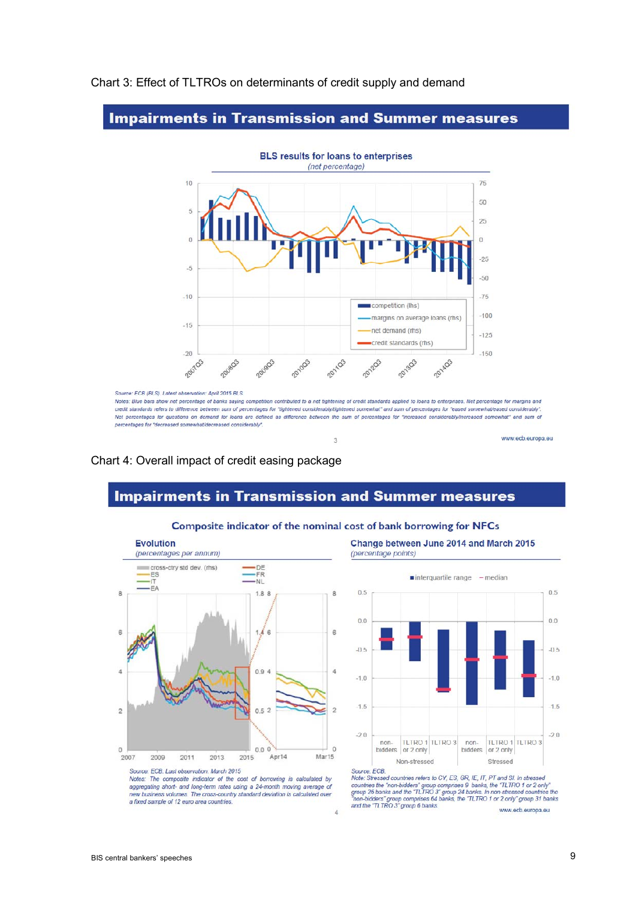Chart 3: Effect of TLTROs on determinants of credit supply and demand

## Impairments in Transmission and Summer measures

**BLS results for loans to enterprises**
*(net percentage)*

competition (lhs)
margins on average loans (rhs)
net demand (rhs)
credit standards (rhs)

*Source: ECB (BLS). Latest observation: April 2015 BLS.*
*Notes: Blue bars show net percentage of banks saying competition contributed to a net tightening of credit standards applied to loans to enterprises. Net percentage for margins and credit standards refers to difference between sum of percentages for "tightened considerably/tightened somewhat" and sum of percentages for "eased somewhat/eased considerably". Net percentages for questions on demand for loans are defined as difference between the sum of percentages for "increased considerably/increased somewhat" and sum of percentages for "decreased somewhat/decreased considerably".*

Chart 4: Overall impact of credit easing package

## Impairments in Transmission and Summer measures

**Composite indicator of the nominal cost of bank borrowing for NFCs**

**Evolution**
*(percentages per annum)*

cross-ctry std dev. (rhs), ES, IT, EA, DE, FR, NL

*Source: ECB. Last observation: March 2015.*
*Notes: The composite indicator of the cost of borrowing is calculated by aggregating short- and long-term rates using a 24-month moving average of new business volumes. The cross-country standard deviation is calculated over a fixed sample of 12 euro area countries.*

**Change between June 2014 and March 2015**
*(percentage points)*

interquartile range, median

Non-stressed: non-bidders, TLTRO 1 or 2 only, TLTRO 3
Stressed: non-bidders, TLTRO 1 or 2 only, TLTRO 3

*Source: ECB.*
*Note: Stressed countries refers to CY, ES, GR, IE, IT, PT and SI. In stressed countries the "non-bidders" group comprises 9 banks, the "TLTRO 1 or 2 only" group 26 banks and the "TLTRO 3" group 24 banks. In non stressed countries the "non-bidders" group comprises 64 banks, the "TLTRO 1 or 2 only" group 31 banks and the "TLTRO 3" group 6 banks.*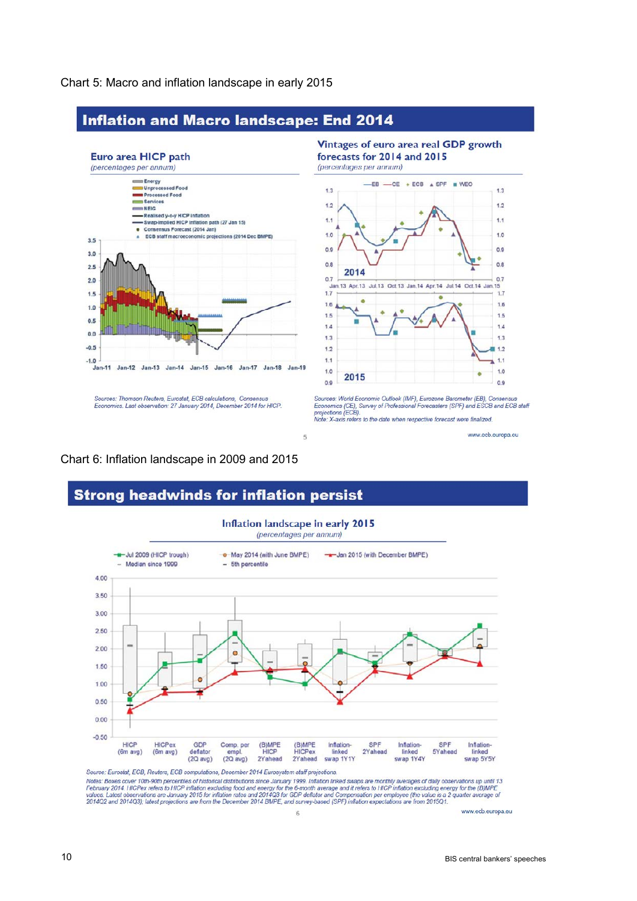Chart 5: Macro and inflation landscape in early 2015

**Inflation and Macro landscape: End 2014**

**Euro area HICP path**
*(percentages per annum)*

Energy
Unprocessed Food
Processed Food
Services
NEIG
Realised y-o-y HICP inflation
Swap-implied HICP inflation path (27 Jan 15)
Consensus Forecast (2014 Jan)
ECB staff macroeconomic projections (2014 Dec BMPE)

*Sources: Thomson Reuters, Eurostat, ECB calculations, Consensus Economics. Last observation: 27 January 2014, December 2014 for HICP.*

**Vintages of euro area real GDP growth forecasts for 2014 and 2015**
*(percentages per annum)*

EB, CE, ECB, SPF, WEO

2014

2015

*Sources: World Economic Outlook (IMF), Eurozone Barometer (EB), Consensus Economics (CE), Survey of Professional Forecasters (SPF) and ESCB and ECB staff projections (ECB).*
*Note: X-axis refers to the date when respective forecast were finalized.*

www.ecb.europa.eu

Chart 6: Inflation landscape in 2009 and 2015

**Strong headwinds for inflation persist**

**Inflation landscape in early 2015**
*(percentages per annum)*

Jul 2009 (HICP trough); May 2014 (with June BMPE); Jan 2015 (with December BMPE); Median since 1999; 5th percentile

HICP (6m avg); HICPex (6m avg); GDP deflator (2Q avg); Comp. per empl. (2Q avg); (B)MPE HICP 2Yahead; (B)MPE HICPex 2Yahead; Inflation-linked swap 1Y1Y; SPF 2Yahead; Inflation-linked swap 1Y4Y; SPF 5Yahead; Inflation-linked swap 5Y5Y

*Source: Eurostat, ECB, Reuters, ECB computations, December 2014 Eurosystem staff projections.*
*Notes: Boxes cover 10th-90th percentiles of historical distributions since January 1999. Inflation linked swaps are monthly averages of daily observations up until 13 February 2014. HICPex refers to HICP inflation excluding food and energy for the 6-month average and it refers to HICP inflation excluding energy for the (B)MPE values. Latest observations are January 2015 for inflation rates and 2014Q3 for GDP deflator and Compensation per employee (the value is a 2 quarter average of 2014Q2 and 2014Q3); latest projections are from the December 2014 BMPE, and survey-based (SPF) inflation expectations are from 2015Q1.*

www.ecb.europa.eu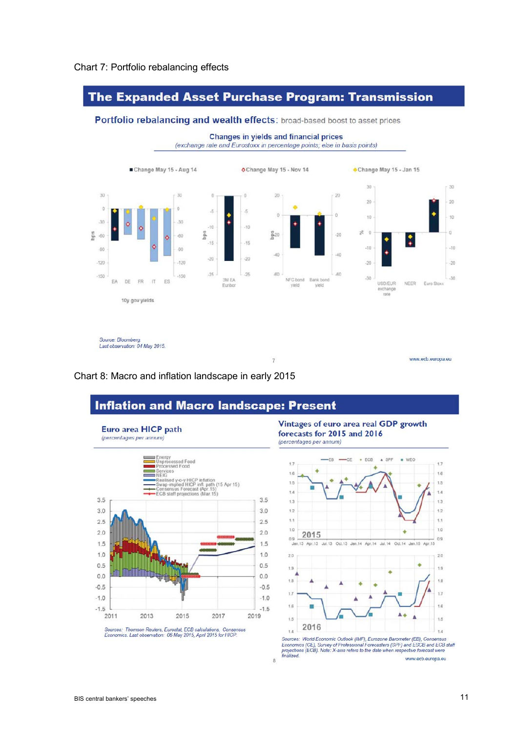Chart 7: Portfolio rebalancing effects

The Expanded Asset Purchase Program: Transmission

Portfolio rebalancing and wealth effects: broad-based boost to asset prices

Changes in yields and financial prices
(exchange rate and Eurostoxx in percentage points; else in basis points)

■ Change May 15 - Aug 14
◇ Change May 15 - Nov 14
◆ Change May 15 - Jan 15

bps

30
0
-30
-60
-90
-120
-150

EA DE FR IT ES

10y gov yields

0
-5
-10
-15
-20
-25

3M EA Euribor

20
0
-20
-40
-60

NFC bond yield
Bank bond yield

%

30
20
10
0
-10
-20
-30

USD/EUR exchange rate
NEER
Euro Stoxx

Source: Bloomberg.
Last observation: 04 May 2015.

www.ecb.europa.eu

Chart 8: Macro and inflation landscape in early 2015

Inflation and Macro landscape: Present

Euro area HICP path
(percentages per annum)

Energy
Unprocessed Food
Processed Food
Services
NEIG
Realised y-o-y HICP inflation
Swap-implied HICP infl. path (15 Apr 15)
Consensus Forecast (Apr 15)
ECB staff projections (Mar 15)

3.5
3.0
2.5
2.0
1.5
1.0
0.5
0.0
-0.5
-1.0
-1.5

2011 2013 2015 2017 2019

Sources: Thomson Reuters, Eurostat, ECB calculations, Consensus Economics. Last observation: 06 May 2015, April 2015 for HICP.

Vintages of euro area real GDP growth forecasts for 2015 and 2016
(percentages per annum)

EB CE ECB SPF WEO

2015

1.7
1.6
1.5
1.4
1.3
1.2
1.1
1.0
0.9

Jan.13 Apr.13 Jul.13 Oct.13 Jan.14 Apr.14 Jul.14 Oct.14 Jan.15 Apr.15

2016

2.0
1.9
1.8
1.7
1.6
1.5
1.4

Sources: World Economic Outlook (IMF), Eurozone Barometer (EB), Consensus Economics (CE), Survey of Professional Forecasters (SPF) and ESCB and ECB staff projections (ECB). Note: X-axis refers to the date when respective forecast were finalized.

www.ecb.europa.eu